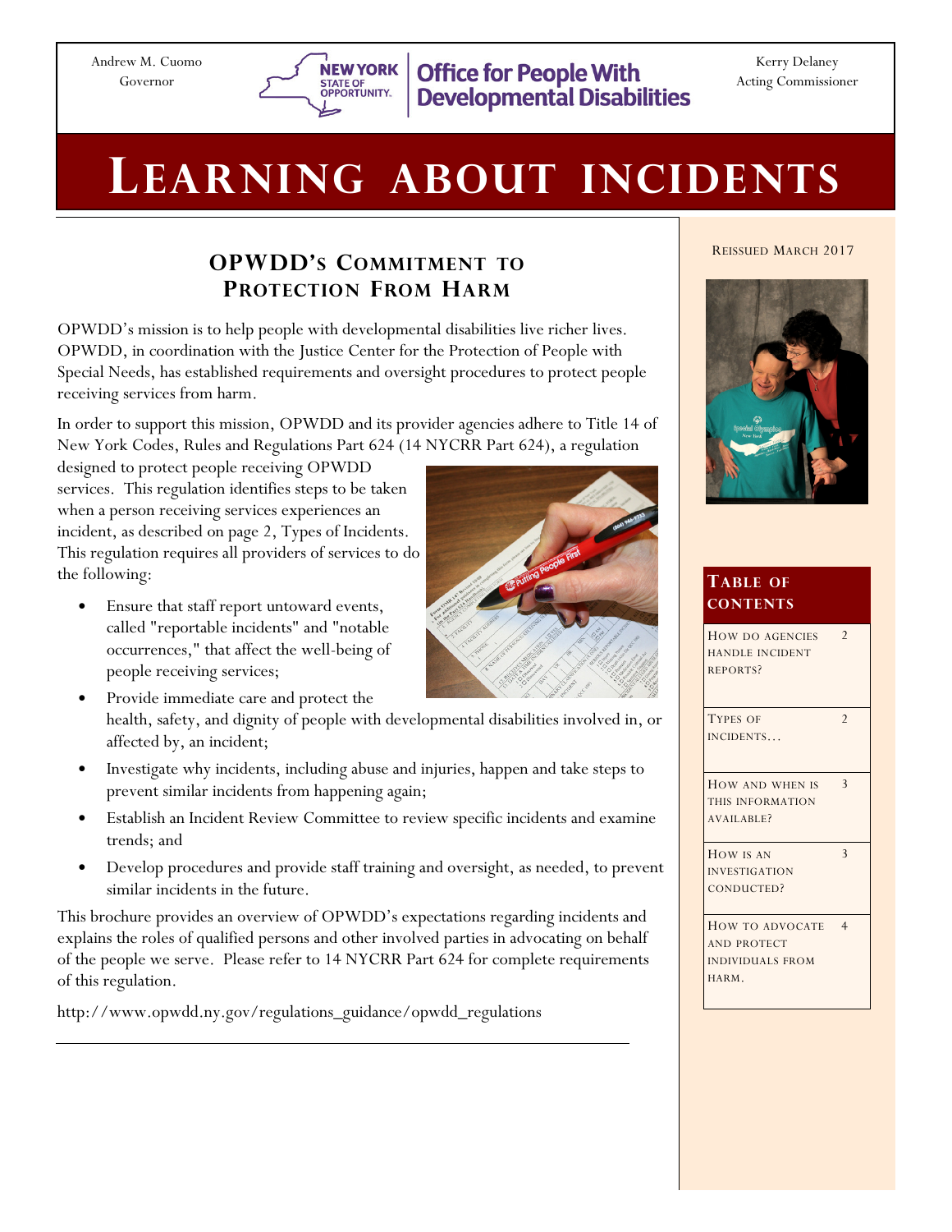Andrew M. Cuomo
Governor

NEW YORK STATE OF OPPORTUNITY. Office for People With Developmental Disabilities

Kerry Delaney
Acting Commissioner

# LEARNING ABOUT INCIDENTS

Reissued March 2017

## OPWDD's Commitment to Protection From Harm

OPWDD's mission is to help people with developmental disabilities live richer lives. OPWDD, in coordination with the Justice Center for the Protection of People with Special Needs, has established requirements and oversight procedures to protect people receiving services from harm.

In order to support this mission, OPWDD and its provider agencies adhere to Title 14 of New York Codes, Rules and Regulations Part 624 (14 NYCRR Part 624), a regulation designed to protect people receiving OPWDD services. This regulation identifies steps to be taken when a person receiving services experiences an incident, as described on page 2, Types of Incidents. This regulation requires all providers of services to do the following:

- Ensure that staff report untoward events, called "reportable incidents" and "notable occurrences," that affect the well-being of people receiving services;
- Provide immediate care and protect the health, safety, and dignity of people with developmental disabilities involved in, or affected by, an incident;
- Investigate why incidents, including abuse and injuries, happen and take steps to prevent similar incidents from happening again;
- Establish an Incident Review Committee to review specific incidents and examine trends; and
- Develop procedures and provide staff training and oversight, as needed, to prevent similar incidents in the future.

This brochure provides an overview of OPWDD's expectations regarding incidents and explains the roles of qualified persons and other involved parties in advocating on behalf of the people we serve. Please refer to 14 NYCRR Part 624 for complete requirements of this regulation.

http://www.opwdd.ny.gov/regulations_guidance/opwdd_regulations

### Table of Contents

| Section | Page |
|---|---|
| How do agencies handle incident reports? | 2 |
| Types of incidents… | 2 |
| How and when is this information available? | 3 |
| How is an investigation conducted? | 3 |
| How to advocate and protect individuals from harm. | 4 |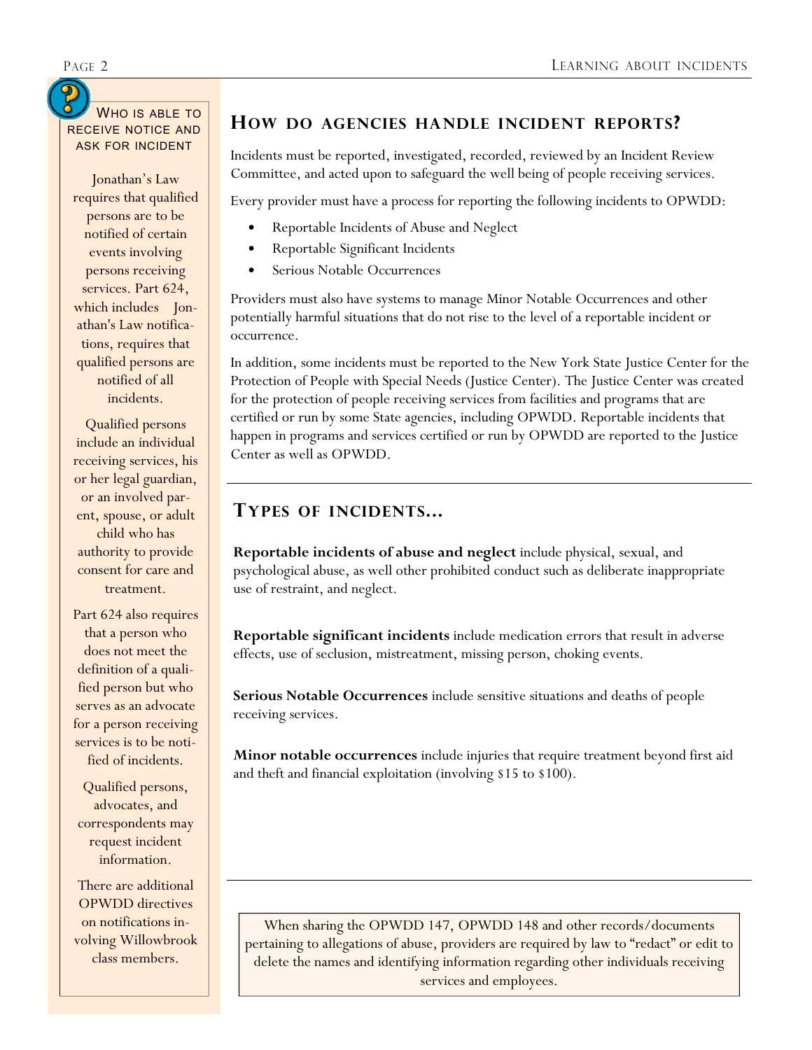## How do agencies handle incident reports?

Incidents must be reported, investigated, recorded, reviewed by an Incident Review Committee, and acted upon to safeguard the well being of people receiving services.

Every provider must have a process for reporting the following incidents to OPWDD:

- Reportable Incidents of Abuse and Neglect
- Reportable Significant Incidents
- Serious Notable Occurrences

Providers must also have systems to manage Minor Notable Occurrences and other potentially harmful situations that do not rise to the level of a reportable incident or occurrence.

In addition, some incidents must be reported to the New York State Justice Center for the Protection of People with Special Needs (Justice Center). The Justice Center was created for the protection of people receiving services from facilities and programs that are certified or run by some State agencies, including OPWDD. Reportable incidents that happen in programs and services certified or run by OPWDD are reported to the Justice Center as well as OPWDD.

## Types of incidents...

**Reportable incidents of abuse and neglect** include physical, sexual, and psychological abuse, as well other prohibited conduct such as deliberate inappropriate use of restraint, and neglect.

**Reportable significant incidents** include medication errors that result in adverse effects, use of seclusion, mistreatment, missing person, choking events.

**Serious Notable Occurrences** include sensitive situations and deaths of people receiving services.

**Minor notable occurrences** include injuries that require treatment beyond first aid and theft and financial exploitation (involving $15 to $100).

When sharing the OPWDD 147, OPWDD 148 and other records/documents pertaining to allegations of abuse, providers are required by law to "redact" or edit to delete the names and identifying information regarding other individuals receiving services and employees.

### Who is able to receive notice and ask for incident

Jonathan's Law requires that qualified persons are to be notified of certain events involving persons receiving services. Part 624, which includes Jonathan's Law notifications, requires that qualified persons are notified of all incidents.

Qualified persons include an individual receiving services, his or her legal guardian, or an involved parent, spouse, or adult child who has authority to provide consent for care and treatment.

Part 624 also requires that a person who does not meet the definition of a qualified person but who serves as an advocate for a person receiving services is to be notified of incidents.

Qualified persons, advocates, and correspondents may request incident information.

There are additional OPWDD directives on notifications involving Willowbrook class members.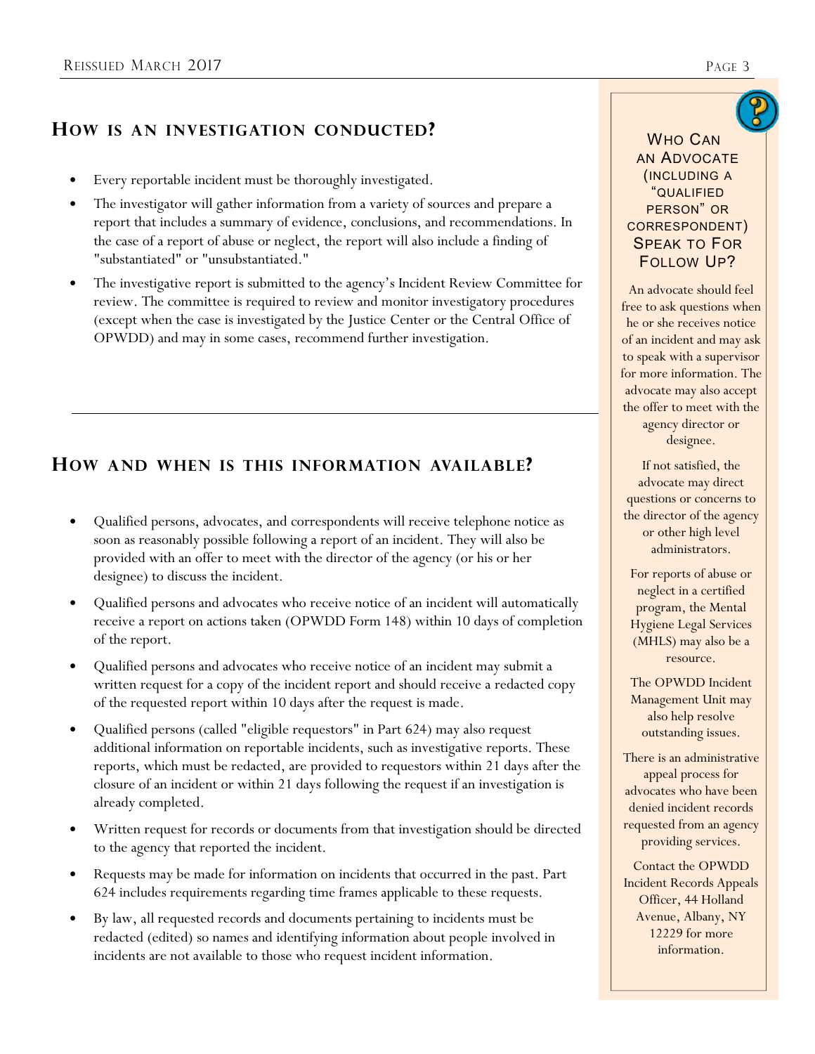## How is an investigation conducted?

- Every reportable incident must be thoroughly investigated.
- The investigator will gather information from a variety of sources and prepare a report that includes a summary of evidence, conclusions, and recommendations. In the case of a report of abuse or neglect, the report will also include a finding of "substantiated" or "unsubstantiated."
- The investigative report is submitted to the agency's Incident Review Committee for review. The committee is required to review and monitor investigatory procedures (except when the case is investigated by the Justice Center or the Central Office of OPWDD) and may in some cases, recommend further investigation.

## How and when is this information available?

- Qualified persons, advocates, and correspondents will receive telephone notice as soon as reasonably possible following a report of an incident. They will also be provided with an offer to meet with the director of the agency (or his or her designee) to discuss the incident.
- Qualified persons and advocates who receive notice of an incident will automatically receive a report on actions taken (OPWDD Form 148) within 10 days of completion of the report.
- Qualified persons and advocates who receive notice of an incident may submit a written request for a copy of the incident report and should receive a redacted copy of the requested report within 10 days after the request is made.
- Qualified persons (called "eligible requestors" in Part 624) may also request additional information on reportable incidents, such as investigative reports. These reports, which must be redacted, are provided to requestors within 21 days after the closure of an incident or within 21 days following the request if an investigation is already completed.
- Written request for records or documents from that investigation should be directed to the agency that reported the incident.
- Requests may be made for information on incidents that occurred in the past. Part 624 includes requirements regarding time frames applicable to these requests.
- By law, all requested records and documents pertaining to incidents must be redacted (edited) so names and identifying information about people involved in incidents are not available to those who request incident information.

### Who Can an Advocate (including a "qualified person" or correspondent) Speak to For Follow Up?

An advocate should feel free to ask questions when he or she receives notice of an incident and may ask to speak with a supervisor for more information. The advocate may also accept the offer to meet with the agency director or designee.

If not satisfied, the advocate may direct questions or concerns to the director of the agency or other high level administrators.

For reports of abuse or neglect in a certified program, the Mental Hygiene Legal Services (MHLS) may also be a resource.

The OPWDD Incident Management Unit may also help resolve outstanding issues.

There is an administrative appeal process for advocates who have been denied incident records requested from an agency providing services.

Contact the OPWDD Incident Records Appeals Officer, 44 Holland Avenue, Albany, NY 12229 for more information.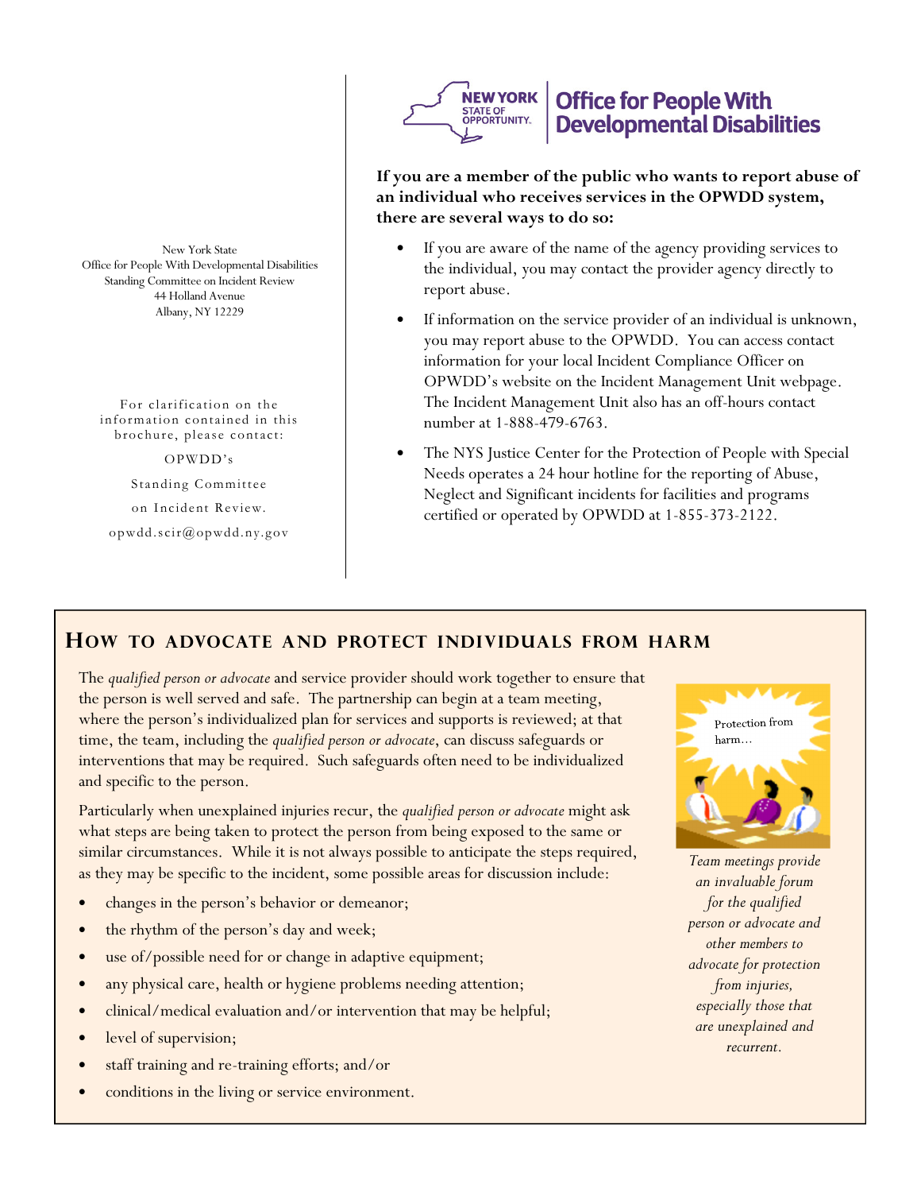New York State
Office for People With Developmental Disabilities
Standing Committee on Incident Review
44 Holland Avenue
Albany, NY 12229

For clarification on the information contained in this brochure, please contact:

OPWDD's

Standing Committee

on Incident Review.

opwdd.scir@opwdd.ny.gov

NEW YORK STATE OF OPPORTUNITY. | Office for People With Developmental Disabilities

**If you are a member of the public who wants to report abuse of an individual who receives services in the OPWDD system, there are several ways to do so:**

- If you are aware of the name of the agency providing services to the individual, you may contact the provider agency directly to report abuse.
- If information on the service provider of an individual is unknown, you may report abuse to the OPWDD. You can access contact information for your local Incident Compliance Officer on OPWDD's website on the Incident Management Unit webpage. The Incident Management Unit also has an off-hours contact number at 1-888-479-6763.
- The NYS Justice Center for the Protection of People with Special Needs operates a 24 hour hotline for the reporting of Abuse, Neglect and Significant incidents for facilities and programs certified or operated by OPWDD at 1-855-373-2122.

## How to advocate and protect individuals from harm

The *qualified person or advocate* and service provider should work together to ensure that the person is well served and safe. The partnership can begin at a team meeting, where the person's individualized plan for services and supports is reviewed; at that time, the team, including the *qualified person or advocate*, can discuss safeguards or interventions that may be required. Such safeguards often need to be individualized and specific to the person.

Particularly when unexplained injuries recur, the *qualified person or advocate* might ask what steps are being taken to protect the person from being exposed to the same or similar circumstances. While it is not always possible to anticipate the steps required, as they may be specific to the incident, some possible areas for discussion include:

- changes in the person's behavior or demeanor;
- the rhythm of the person's day and week;
- use of/possible need for or change in adaptive equipment;
- any physical care, health or hygiene problems needing attention;
- clinical/medical evaluation and/or intervention that may be helpful;
- level of supervision;
- staff training and re-training efforts; and/or
- conditions in the living or service environment.

Protection from harm…

*Team meetings provide an invaluable forum for the qualified person or advocate and other members to advocate for protection from injuries, especially those that are unexplained and recurrent.*